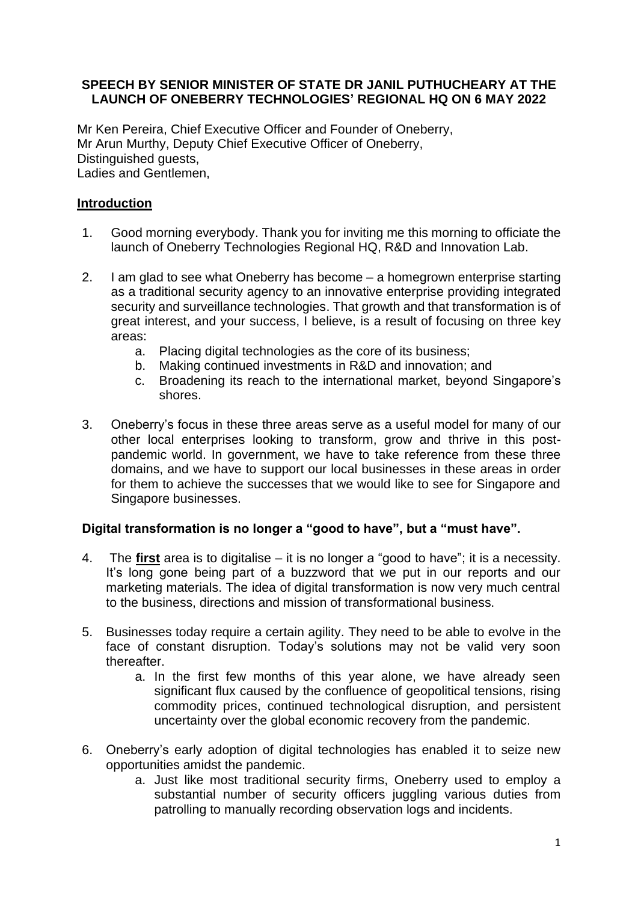**SPEECH BY SENIOR MINISTER OF STATE DR JANIL PUTHUCHEARY AT THE LAUNCH OF ONEBERRY TECHNOLOGIES' REGIONAL HQ ON 6 MAY 2022**

Mr Ken Pereira, Chief Executive Officer and Founder of Oneberry,
Mr Arun Murthy, Deputy Chief Executive Officer of Oneberry,
Distinguished guests,
Ladies and Gentlemen,

## <u>Introduction</u>

1. Good morning everybody. Thank you for inviting me this morning to officiate the launch of Oneberry Technologies Regional HQ, R&D and Innovation Lab.

2. I am glad to see what Oneberry has become – a homegrown enterprise starting as a traditional security agency to an innovative enterprise providing integrated security and surveillance technologies. That growth and that transformation is of great interest, and your success, I believe, is a result of focusing on three key areas:
    a. Placing digital technologies as the core of its business;
    b. Making continued investments in R&D and innovation; and
    c. Broadening its reach to the international market, beyond Singapore's shores.

3. Oneberry's focus in these three areas serve as a useful model for many of our other local enterprises looking to transform, grow and thrive in this post-pandemic world. In government, we have to take reference from these three domains, and we have to support our local businesses in these areas in order for them to achieve the successes that we would like to see for Singapore and Singapore businesses.

## Digital transformation is no longer a "good to have", but a "must have".

4. The **<u>first</u>** area is to digitalise – it is no longer a "good to have"; it is a necessity. It's long gone being part of a buzzword that we put in our reports and our marketing materials. The idea of digital transformation is now very much central to the business, directions and mission of transformational business.

5. Businesses today require a certain agility. They need to be able to evolve in the face of constant disruption. Today's solutions may not be valid very soon thereafter.
    a. In the first few months of this year alone, we have already seen significant flux caused by the confluence of geopolitical tensions, rising commodity prices, continued technological disruption, and persistent uncertainty over the global economic recovery from the pandemic.

6. Oneberry's early adoption of digital technologies has enabled it to seize new opportunities amidst the pandemic.
    a. Just like most traditional security firms, Oneberry used to employ a substantial number of security officers juggling various duties from patrolling to manually recording observation logs and incidents.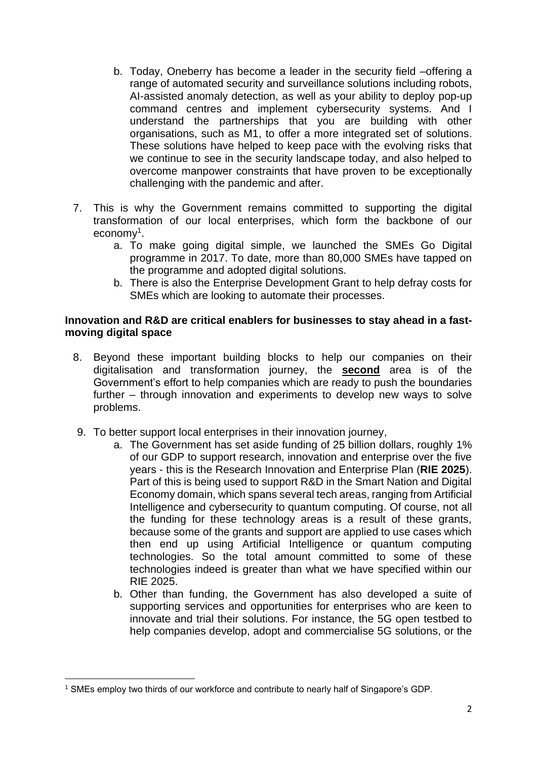b. Today, Oneberry has become a leader in the security field –offering a range of automated security and surveillance solutions including robots, AI-assisted anomaly detection, as well as your ability to deploy pop-up command centres and implement cybersecurity systems. And I understand the partnerships that you are building with other organisations, such as M1, to offer a more integrated set of solutions. These solutions have helped to keep pace with the evolving risks that we continue to see in the security landscape today, and also helped to overcome manpower constraints that have proven to be exceptionally challenging with the pandemic and after.

7. This is why the Government remains committed to supporting the digital transformation of our local enterprises, which form the backbone of our economy[1].
   a. To make going digital simple, we launched the SMEs Go Digital programme in 2017. To date, more than 80,000 SMEs have tapped on the programme and adopted digital solutions.
   b. There is also the Enterprise Development Grant to help defray costs for SMEs which are looking to automate their processes.

**Innovation and R&D are critical enablers for businesses to stay ahead in a fast-moving digital space**

8. Beyond these important building blocks to help our companies on their digitalisation and transformation journey, the **second** area is of the Government's effort to help companies which are ready to push the boundaries further – through innovation and experiments to develop new ways to solve problems.

9. To better support local enterprises in their innovation journey,
   a. The Government has set aside funding of 25 billion dollars, roughly 1% of our GDP to support research, innovation and enterprise over the five years - this is the Research Innovation and Enterprise Plan (**RIE 2025**). Part of this is being used to support R&D in the Smart Nation and Digital Economy domain, which spans several tech areas, ranging from Artificial Intelligence and cybersecurity to quantum computing. Of course, not all the funding for these technology areas is a result of these grants, because some of the grants and support are applied to use cases which then end up using Artificial Intelligence or quantum computing technologies. So the total amount committed to some of these technologies indeed is greater than what we have specified within our RIE 2025.
   b. Other than funding, the Government has also developed a suite of supporting services and opportunities for enterprises who are keen to innovate and trial their solutions. For instance, the 5G open testbed to help companies develop, adopt and commercialise 5G solutions, or the

---

[1] SMEs employ two thirds of our workforce and contribute to nearly half of Singapore's GDP.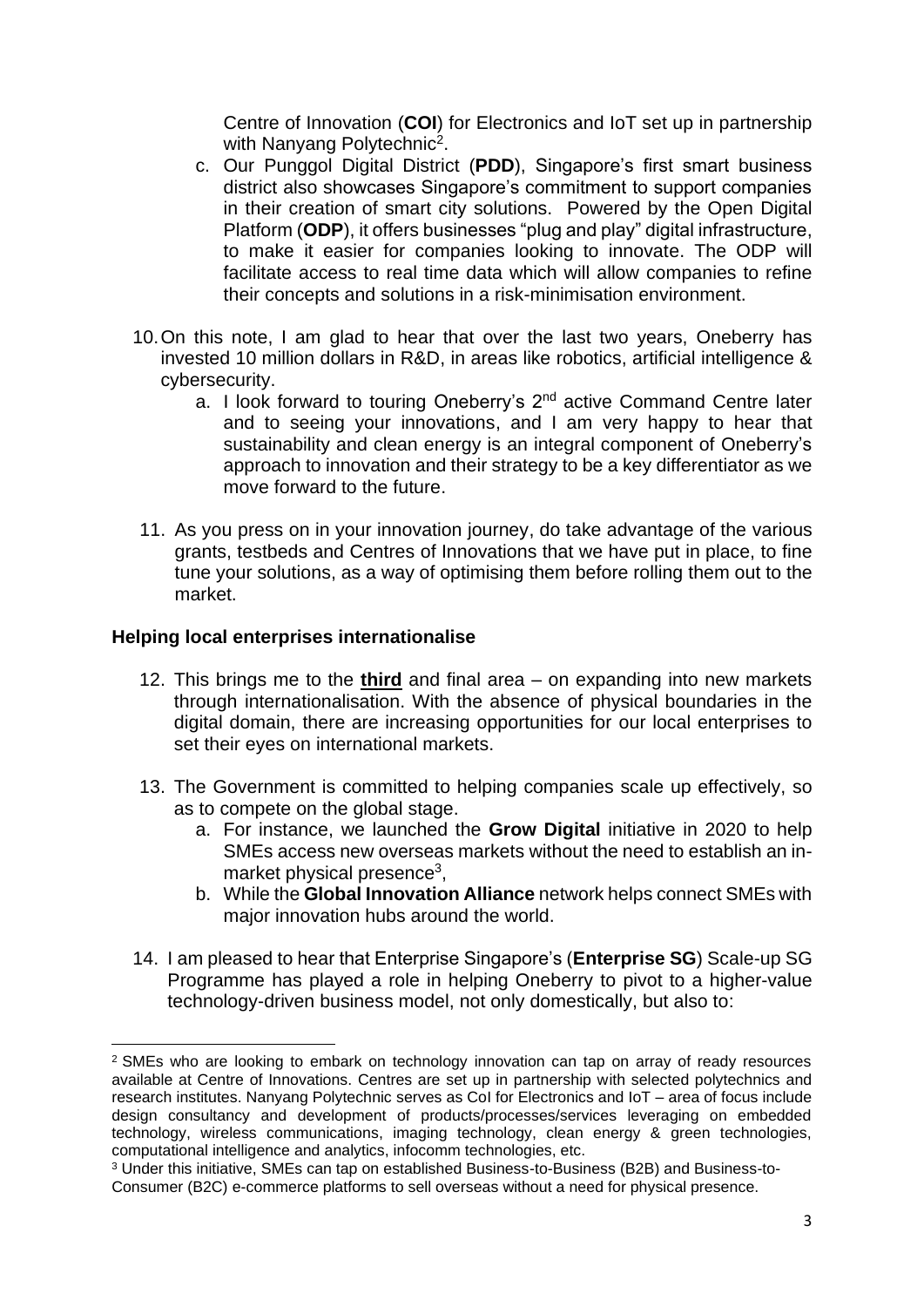Centre of Innovation (**COI**) for Electronics and IoT set up in partnership with Nanyang Polytechnic[2].

c. Our Punggol Digital District (**PDD**), Singapore's first smart business district also showcases Singapore's commitment to support companies in their creation of smart city solutions. Powered by the Open Digital Platform (**ODP**), it offers businesses "plug and play" digital infrastructure, to make it easier for companies looking to innovate. The ODP will facilitate access to real time data which will allow companies to refine their concepts and solutions in a risk-minimisation environment.

10. On this note, I am glad to hear that over the last two years, Oneberry has invested 10 million dollars in R&D, in areas like robotics, artificial intelligence & cybersecurity.
    a. I look forward to touring Oneberry's 2nd active Command Centre later and to seeing your innovations, and I am very happy to hear that sustainability and clean energy is an integral component of Oneberry's approach to innovation and their strategy to be a key differentiator as we move forward to the future.

11. As you press on in your innovation journey, do take advantage of the various grants, testbeds and Centres of Innovations that we have put in place, to fine tune your solutions, as a way of optimising them before rolling them out to the market.

**Helping local enterprises internationalise**

12. This brings me to the **third** and final area – on expanding into new markets through internationalisation. With the absence of physical boundaries in the digital domain, there are increasing opportunities for our local enterprises to set their eyes on international markets.

13. The Government is committed to helping companies scale up effectively, so as to compete on the global stage.
    a. For instance, we launched the **Grow Digital** initiative in 2020 to help SMEs access new overseas markets without the need to establish an in-market physical presence[3],
    b. While the **Global Innovation Alliance** network helps connect SMEs with major innovation hubs around the world.

14. I am pleased to hear that Enterprise Singapore's (**Enterprise SG**) Scale-up SG Programme has played a role in helping Oneberry to pivot to a higher-value technology-driven business model, not only domestically, but also to:

---

[2] SMEs who are looking to embark on technology innovation can tap on array of ready resources available at Centre of Innovations. Centres are set up in partnership with selected polytechnics and research institutes. Nanyang Polytechnic serves as CoI for Electronics and IoT – area of focus include design consultancy and development of products/processes/services leveraging on embedded technology, wireless communications, imaging technology, clean energy & green technologies, computational intelligence and analytics, infocomm technologies, etc.

[3] Under this initiative, SMEs can tap on established Business-to-Business (B2B) and Business-to-Consumer (B2C) e-commerce platforms to sell overseas without a need for physical presence.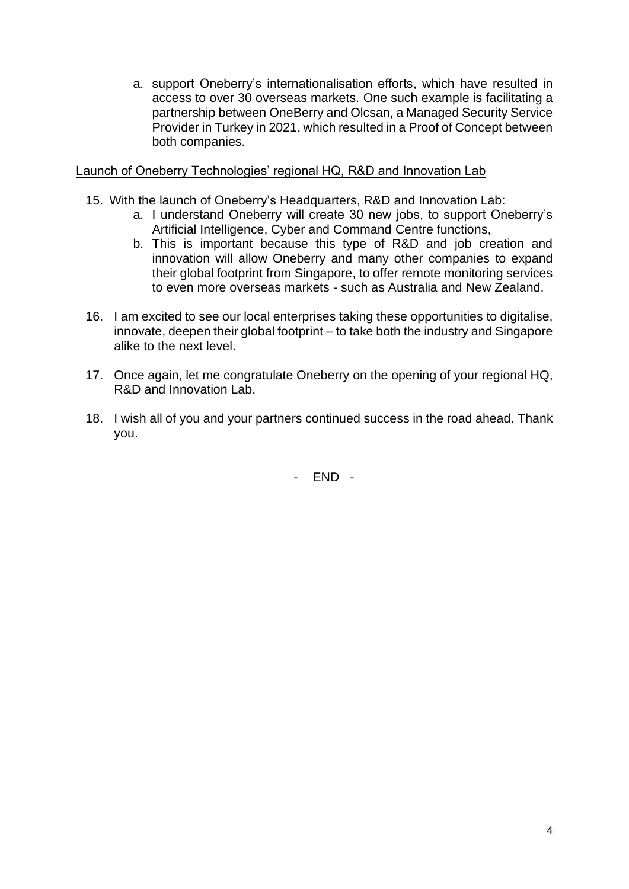a. support Oneberry's internationalisation efforts, which have resulted in access to over 30 overseas markets. One such example is facilitating a partnership between OneBerry and Olcsan, a Managed Security Service Provider in Turkey in 2021, which resulted in a Proof of Concept between both companies.

<u>Launch of Oneberry Technologies' regional HQ, R&D and Innovation Lab</u>

15. With the launch of Oneberry's Headquarters, R&D and Innovation Lab:
    a. I understand Oneberry will create 30 new jobs, to support Oneberry's Artificial Intelligence, Cyber and Command Centre functions,
    b. This is important because this type of R&D and job creation and innovation will allow Oneberry and many other companies to expand their global footprint from Singapore, to offer remote monitoring services to even more overseas markets - such as Australia and New Zealand.

16. I am excited to see our local enterprises taking these opportunities to digitalise, innovate, deepen their global footprint – to take both the industry and Singapore alike to the next level.

17. Once again, let me congratulate Oneberry on the opening of your regional HQ, R&D and Innovation Lab.

18. I wish all of you and your partners continued success in the road ahead. Thank you.

\- END -